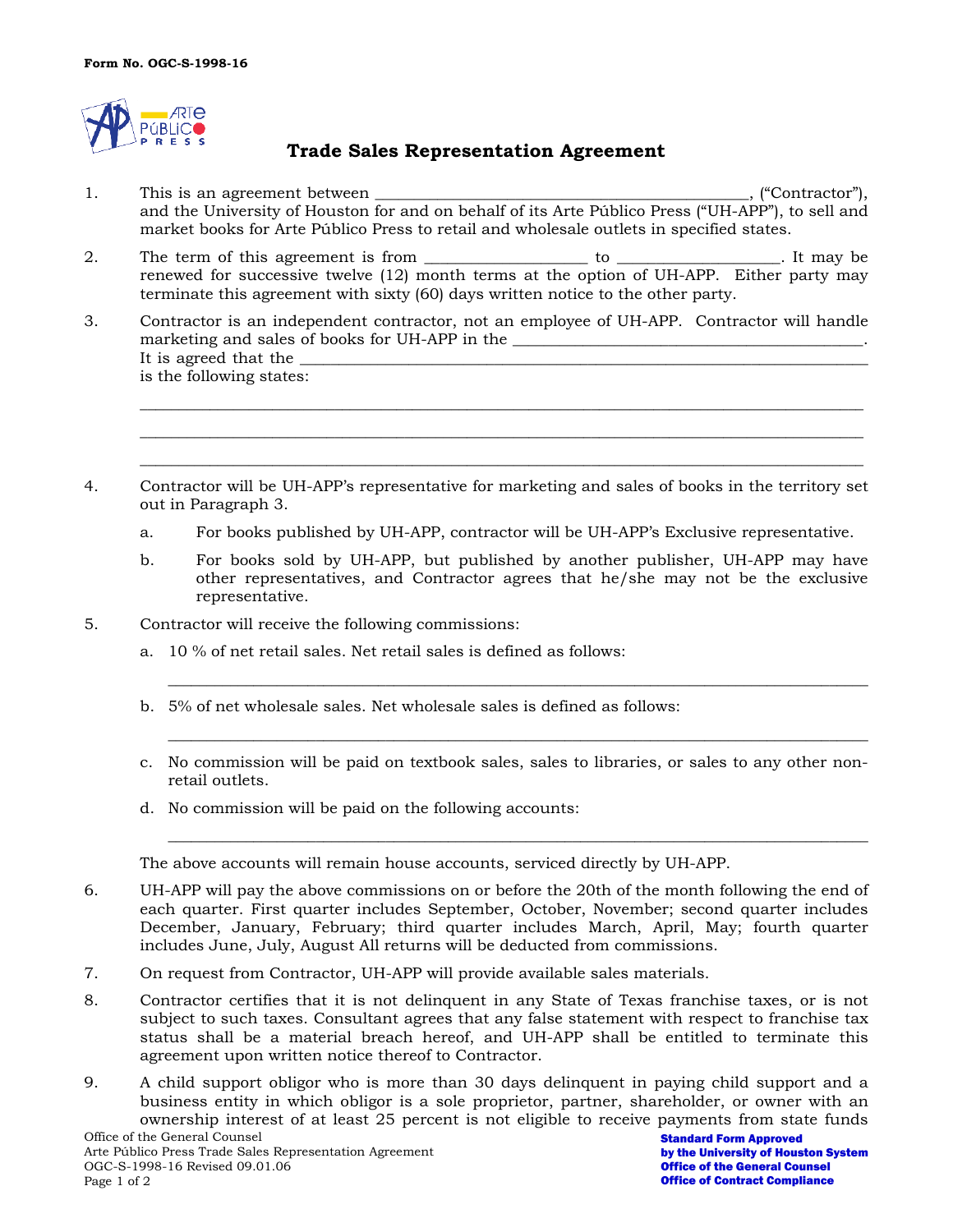Form No. OGC-S-1998-16

# Trade Sales Representation Agreement

1. This is an agreement between ____________________________________________, ("Contractor"), and the University of Houston for and on behalf of its Arte Público Press ("UH-APP"), to sell and market books for Arte Público Press to retail and wholesale outlets in specified states.

2. The term of this agreement is from ___________________ to ___________________. It may be renewed for successive twelve (12) month terms at the option of UH-APP. Either party may terminate this agreement with sixty (60) days written notice to the other party.

3. Contractor is an independent contractor, not an employee of UH-APP. Contractor will handle marketing and sales of books for UH-APP in the ________________________________________. It is agreed that the ______________________________________________________________________ is the following states:

   ______________________________________________________________________________________

   ______________________________________________________________________________________

   ______________________________________________________________________________________

4. Contractor will be UH-APP's representative for marketing and sales of books in the territory set out in Paragraph 3.

   a. For books published by UH-APP, contractor will be UH-APP's Exclusive representative.

   b. For books sold by UH-APP, but published by another publisher, UH-APP may have other representatives, and Contractor agrees that he/she may not be the exclusive representative.

5. Contractor will receive the following commissions:

   a. 10 % of net retail sales. Net retail sales is defined as follows:

   ______________________________________________________________________________________

   b. 5% of net wholesale sales. Net wholesale sales is defined as follows:

   ______________________________________________________________________________________

   c. No commission will be paid on textbook sales, sales to libraries, or sales to any other non-retail outlets.

   d. No commission will be paid on the following accounts:

   ______________________________________________________________________________________

   The above accounts will remain house accounts, serviced directly by UH-APP.

6. UH-APP will pay the above commissions on or before the 20th of the month following the end of each quarter. First quarter includes September, October, November; second quarter includes December, January, February; third quarter includes March, April, May; fourth quarter includes June, July, August All returns will be deducted from commissions.

7. On request from Contractor, UH-APP will provide available sales materials.

8. Contractor certifies that it is not delinquent in any State of Texas franchise taxes, or is not subject to such taxes. Consultant agrees that any false statement with respect to franchise tax status shall be a material breach hereof, and UH-APP shall be entitled to terminate this agreement upon written notice thereof to Contractor.

9. A child support obligor who is more than 30 days delinquent in paying child support and a business entity in which obligor is a sole proprietor, partner, shareholder, or owner with an ownership interest of at least 25 percent is not eligible to receive payments from state funds

Office of the General Counsel
Arte Público Press Trade Sales Representation Agreement
OGC-S-1998-16 Revised 09.01.06

**Standard Form Approved by the University of Houston System Office of the General Counsel Office of Contract Compliance**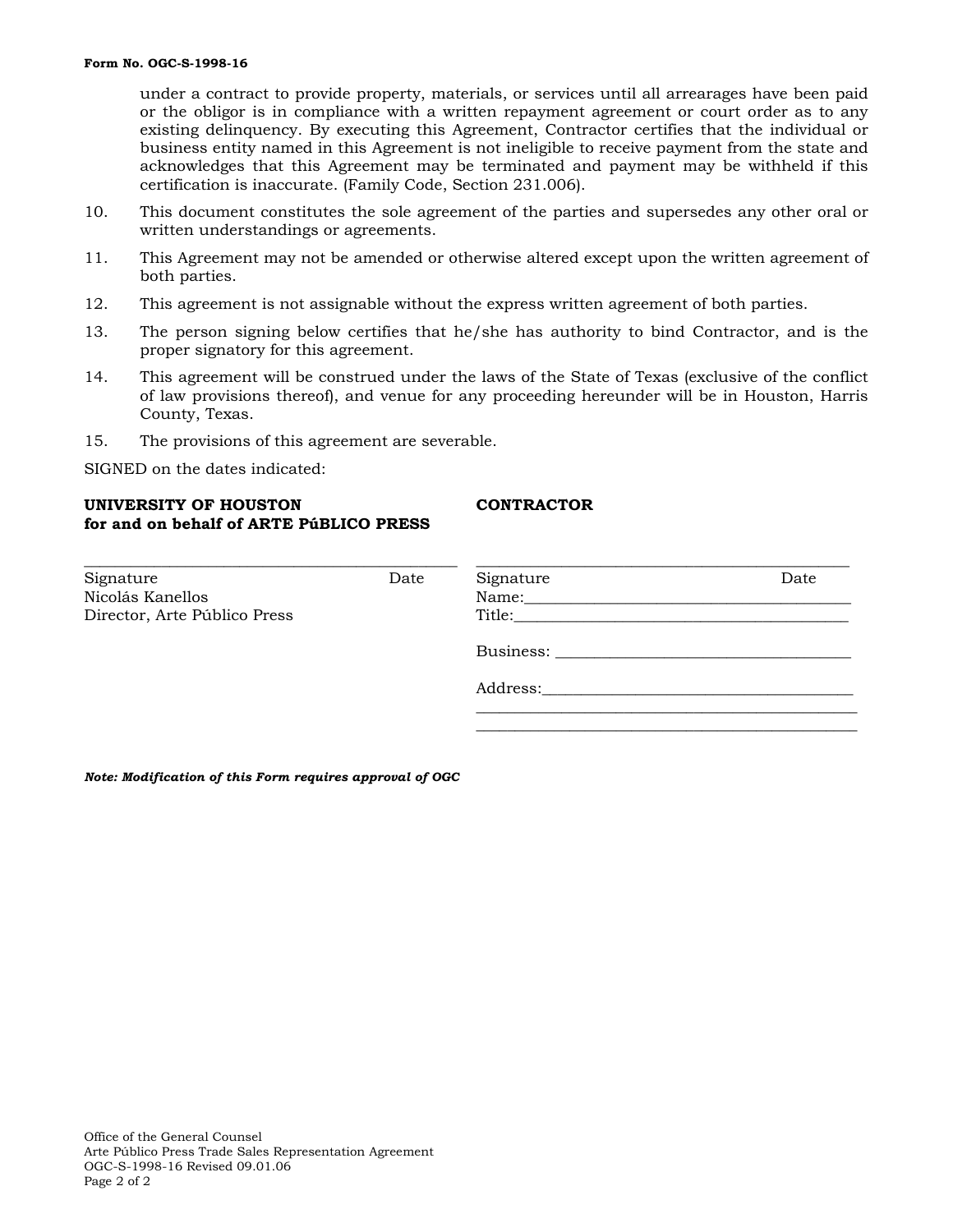under a contract to provide property, materials, or services until all arrearages have been paid or the obligor is in compliance with a written repayment agreement or court order as to any existing delinquency. By executing this Agreement, Contractor certifies that the individual or business entity named in this Agreement is not ineligible to receive payment from the state and acknowledges that this Agreement may be terminated and payment may be withheld if this certification is inaccurate. (Family Code, Section 231.006).

10. This document constitutes the sole agreement of the parties and supersedes any other oral or written understandings or agreements.

11. This Agreement may not be amended or otherwise altered except upon the written agreement of both parties.

12. This agreement is not assignable without the express written agreement of both parties.

13. The person signing below certifies that he/she has authority to bind Contractor, and is the proper signatory for this agreement.

14. This agreement will be construed under the laws of the State of Texas (exclusive of the conflict of law provisions thereof), and venue for any proceeding hereunder will be in Houston, Harris County, Texas.

15. The provisions of this agreement are severable.

SIGNED on the dates indicated:

**UNIVERSITY OF HOUSTON**
**for and on behalf of ARTE PúBLICO PRESS**

_____________________________________________
Signature Date
Nicolás Kanellos
Director, Arte Público Press

**CONTRACTOR**

_____________________________________________
Signature Date
Name:_______________________________________
Title:_______________________________________

Business: ___________________________________

Address:_____________________________________
_____________________________________________
_____________________________________________

***Note: Modification of this Form requires approval of OGC***